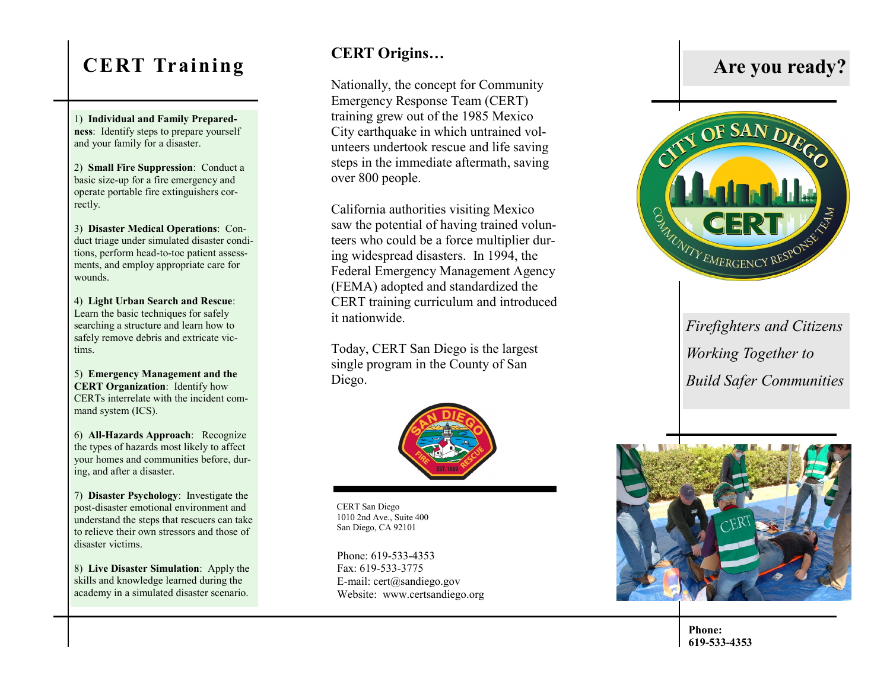# CERT Training

1) **Individual and Family Preparedness**: Identify steps to prepare yourself and your family for a disaster.

2) **Small Fire Suppression**: Conduct a basic size-up for a fire emergency and operate portable fire extinguishers correctly.

3) **Disaster Medical Operations**: Conduct triage under simulated disaster conditions, perform head-to-toe patient assessments, and employ appropriate care for wounds.

4) **Light Urban Search and Rescue**: Learn the basic techniques for safely searching a structure and learn how to safely remove debris and extricate victims.

5) **Emergency Management and the CERT Organization**: Identify how CERTs interrelate with the incident command system (ICS).

6) **All-Hazards Approach**: Recognize the types of hazards most likely to affect your homes and communities before, during, and after a disaster.

7) **Disaster Psychology**: Investigate the post-disaster emotional environment and understand the steps that rescuers can take to relieve their own stressors and those of disaster victims.

8) **Live Disaster Simulation**: Apply the skills and knowledge learned during the academy in a simulated disaster scenario.

## CERT Origins…

Nationally, the concept for Community Emergency Response Team (CERT) training grew out of the 1985 Mexico City earthquake in which untrained volunteers undertook rescue and life saving steps in the immediate aftermath, saving over 800 people.

California authorities visiting Mexico saw the potential of having trained volunteers who could be a force multiplier during widespread disasters. In 1994, the Federal Emergency Management Agency (FEMA) adopted and standardized the CERT training curriculum and introduced it nationwide.

Today, CERT San Diego is the largest single program in the County of San Diego.

CERT San Diego
1010 2nd Ave., Suite 400
San Diego, CA 92101

Phone: 619-533-4353
Fax: 619-533-3775
E-mail: cert@sandiego.gov
Website: www.certsandiego.org

# Are you ready?

*Firefighters and Citizens Working Together to Build Safer Communities*

**Phone:**
**619-533-4353**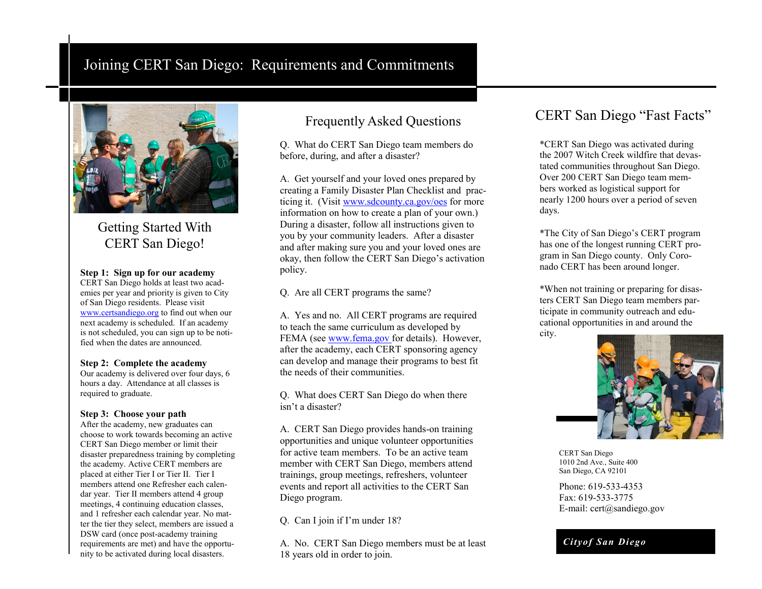# Joining CERT San Diego: Requirements and Commitments

## Getting Started With CERT San Diego!

**Step 1: Sign up for our academy**
CERT San Diego holds at least two academies per year and priority is given to City of San Diego residents. Please visit www.certsandiego.org to find out when our next academy is scheduled. If an academy is not scheduled, you can sign up to be notified when the dates are announced.

**Step 2: Complete the academy**
Our academy is delivered over four days, 6 hours a day. Attendance at all classes is required to graduate.

**Step 3: Choose your path**
After the academy, new graduates can choose to work towards becoming an active CERT San Diego member or limit their disaster preparedness training by completing the academy. Active CERT members are placed at either Tier I or Tier II. Tier I members attend one Refresher each calendar year. Tier II members attend 4 group meetings, 4 continuing education classes, and 1 refresher each calendar year. No matter the tier they select, members are issued a DSW card (once post-academy training requirements are met) and have the opportunity to be activated during local disasters.

## Frequently Asked Questions

Q. What do CERT San Diego team members do before, during, and after a disaster?

A. Get yourself and your loved ones prepared by creating a Family Disaster Plan Checklist and practicing it. (Visit www.sdcounty.ca.gov/oes for more information on how to create a plan of your own.) During a disaster, follow all instructions given to you by your community leaders. After a disaster and after making sure you and your loved ones are okay, then follow the CERT San Diego's activation policy.

Q. Are all CERT programs the same?

A. Yes and no. All CERT programs are required to teach the same curriculum as developed by FEMA (see www.fema.gov for details). However, after the academy, each CERT sponsoring agency can develop and manage their programs to best fit the needs of their communities.

Q. What does CERT San Diego do when there isn't a disaster?

A. CERT San Diego provides hands-on training opportunities and unique volunteer opportunities for active team members. To be an active team member with CERT San Diego, members attend trainings, group meetings, refreshers, volunteer events and report all activities to the CERT San Diego program.

Q. Can I join if I'm under 18?

A. No. CERT San Diego members must be at least 18 years old in order to join.

## CERT San Diego "Fast Facts"

*CERT San Diego was activated during the 2007 Witch Creek wildfire that devastated communities throughout San Diego. Over 200 CERT San Diego team members worked as logistical support for nearly 1200 hours over a period of seven days.

*The City of San Diego's CERT program has one of the longest running CERT program in San Diego county. Only Coronado CERT has been around longer.

*When not training or preparing for disasters CERT San Diego team members participate in community outreach and educational opportunities in and around the city.

CERT San Diego
1010 2nd Ave., Suite 400
San Diego, CA 92101

Phone: 619-533-4353
Fax: 619-533-3775
E-mail: cert@sandiego.gov

***Cityof San Diego***